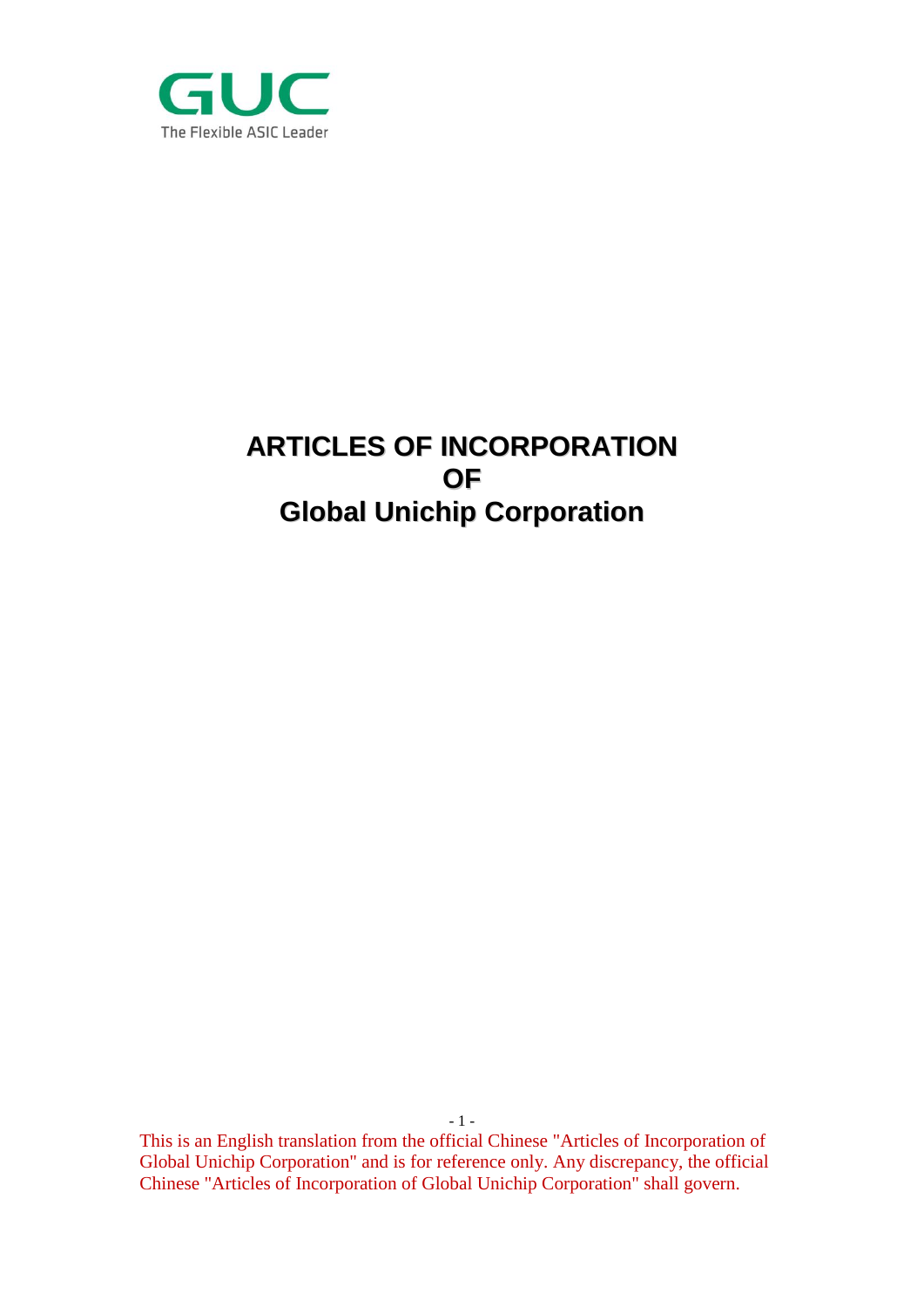GUC

The Flexible ASIC Leader

# ARTICLES OF INCORPORATION OF Global Unichip Corporation

This is an English translation from the official Chinese "Articles of Incorporation of Global Unichip Corporation" and is for reference only. Any discrepancy, the official Chinese "Articles of Incorporation of Global Unichip Corporation" shall govern.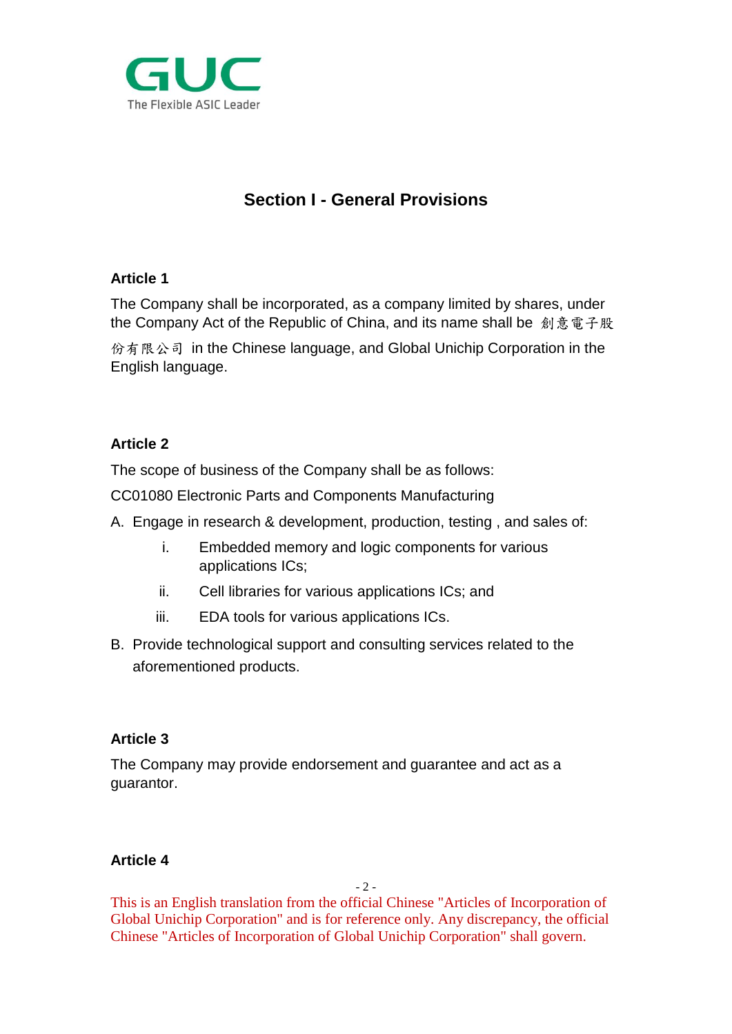## Section I - General Provisions

**Article 1**

The Company shall be incorporated, as a company limited by shares, under the Company Act of the Republic of China, and its name shall be 創意電子股份有限公司 in the Chinese language, and Global Unichip Corporation in the English language.

**Article 2**

The scope of business of the Company shall be as follows:

CC01080 Electronic Parts and Components Manufacturing

A. Engage in research & development, production, testing , and sales of:

   i. Embedded memory and logic components for various applications ICs;

   ii. Cell libraries for various applications ICs; and

   iii. EDA tools for various applications ICs.

B. Provide technological support and consulting services related to the aforementioned products.

**Article 3**

The Company may provide endorsement and guarantee and act as a guarantor.

**Article 4**

This is an English translation from the official Chinese "Articles of Incorporation of Global Unichip Corporation" and is for reference only. Any discrepancy, the official Chinese "Articles of Incorporation of Global Unichip Corporation" shall govern.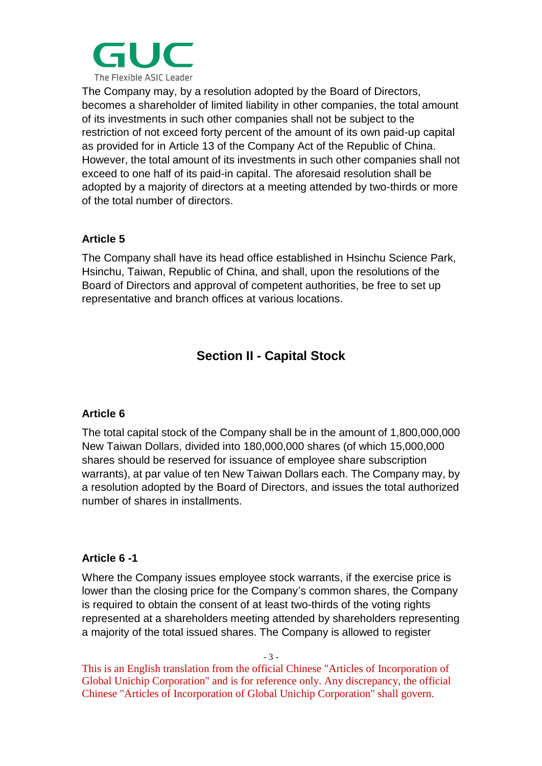The Company may, by a resolution adopted by the Board of Directors, becomes a shareholder of limited liability in other companies, the total amount of its investments in such other companies shall not be subject to the restriction of not exceed forty percent of the amount of its own paid-up capital as provided for in Article 13 of the Company Act of the Republic of China. However, the total amount of its investments in such other companies shall not exceed to one half of its paid-in capital. The aforesaid resolution shall be adopted by a majority of directors at a meeting attended by two-thirds or more of the total number of directors.

### Article 5

The Company shall have its head office established in Hsinchu Science Park, Hsinchu, Taiwan, Republic of China, and shall, upon the resolutions of the Board of Directors and approval of competent authorities, be free to set up representative and branch offices at various locations.

## Section II - Capital Stock

### Article 6

The total capital stock of the Company shall be in the amount of 1,800,000,000 New Taiwan Dollars, divided into 180,000,000 shares (of which 15,000,000 shares should be reserved for issuance of employee share subscription warrants), at par value of ten New Taiwan Dollars each. The Company may, by a resolution adopted by the Board of Directors, and issues the total authorized number of shares in installments.

### Article 6 -1

Where the Company issues employee stock warrants, if the exercise price is lower than the closing price for the Company's common shares, the Company is required to obtain the consent of at least two-thirds of the voting rights represented at a shareholders meeting attended by shareholders representing a majority of the total issued shares. The Company is allowed to register

This is an English translation from the official Chinese "Articles of Incorporation of Global Unichip Corporation" and is for reference only. Any discrepancy, the official Chinese "Articles of Incorporation of Global Unichip Corporation" shall govern.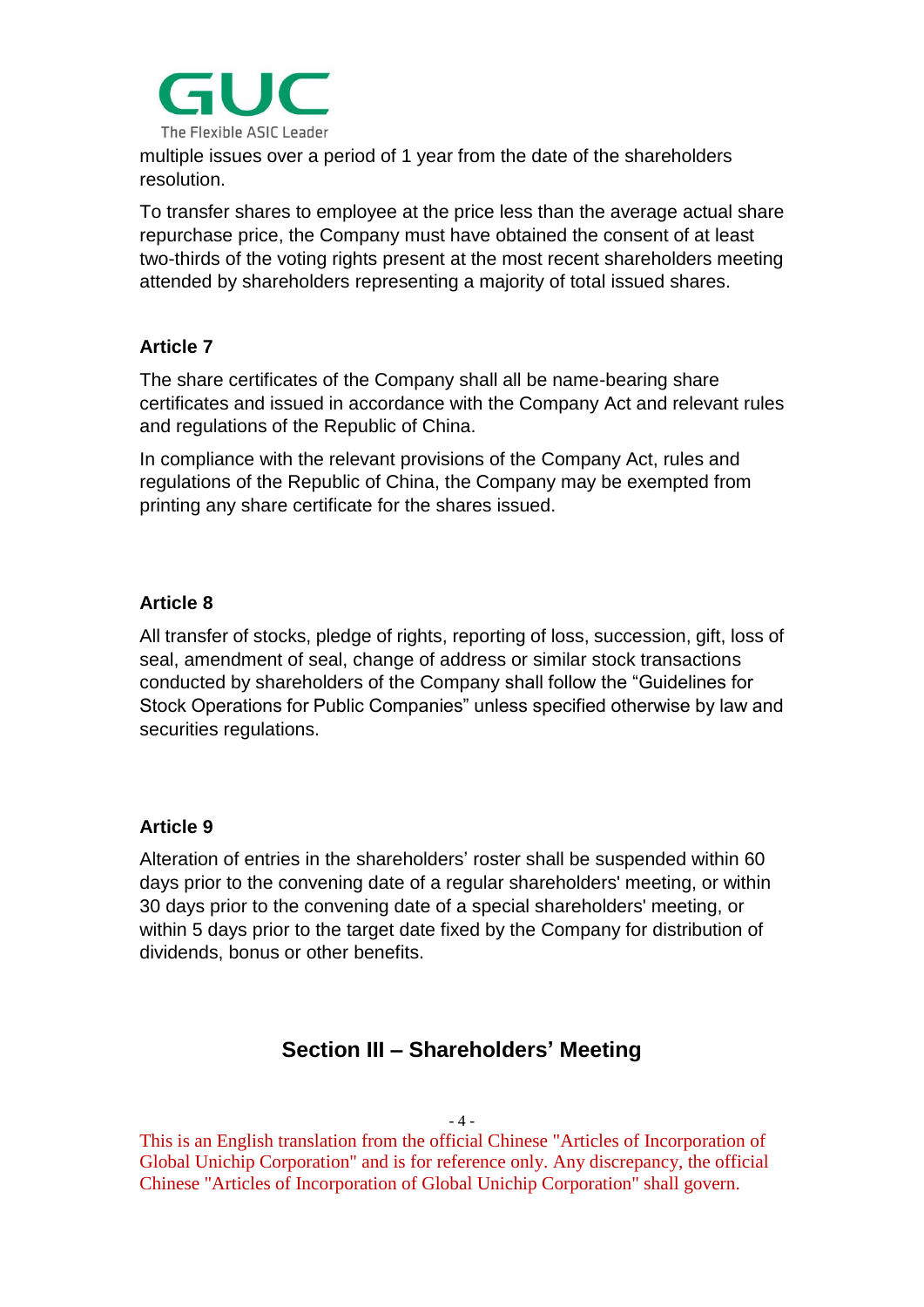multiple issues over a period of 1 year from the date of the shareholders resolution.

To transfer shares to employee at the price less than the average actual share repurchase price, the Company must have obtained the consent of at least two-thirds of the voting rights present at the most recent shareholders meeting attended by shareholders representing a majority of total issued shares.

**Article 7**

The share certificates of the Company shall all be name-bearing share certificates and issued in accordance with the Company Act and relevant rules and regulations of the Republic of China.

In compliance with the relevant provisions of the Company Act, rules and regulations of the Republic of China, the Company may be exempted from printing any share certificate for the shares issued.

**Article 8**

All transfer of stocks, pledge of rights, reporting of loss, succession, gift, loss of seal, amendment of seal, change of address or similar stock transactions conducted by shareholders of the Company shall follow the “Guidelines for Stock Operations for Public Companies” unless specified otherwise by law and securities regulations.

**Article 9**

Alteration of entries in the shareholders’ roster shall be suspended within 60 days prior to the convening date of a regular shareholders' meeting, or within 30 days prior to the convening date of a special shareholders' meeting, or within 5 days prior to the target date fixed by the Company for distribution of dividends, bonus or other benefits.

## Section III – Shareholders’ Meeting

This is an English translation from the official Chinese "Articles of Incorporation of Global Unichip Corporation" and is for reference only. Any discrepancy, the official Chinese "Articles of Incorporation of Global Unichip Corporation" shall govern.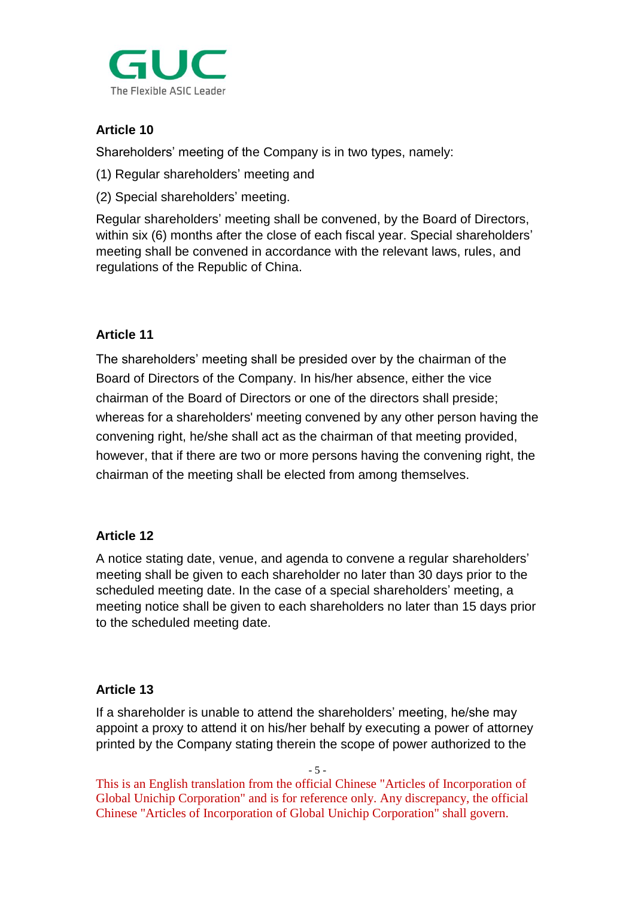**Article 10**

Shareholders' meeting of the Company is in two types, namely:

(1) Regular shareholders' meeting and

(2) Special shareholders' meeting.

Regular shareholders' meeting shall be convened, by the Board of Directors, within six (6) months after the close of each fiscal year. Special shareholders' meeting shall be convened in accordance with the relevant laws, rules, and regulations of the Republic of China.

**Article 11**

The shareholders' meeting shall be presided over by the chairman of the Board of Directors of the Company. In his/her absence, either the vice chairman of the Board of Directors or one of the directors shall preside; whereas for a shareholders' meeting convened by any other person having the convening right, he/she shall act as the chairman of that meeting provided, however, that if there are two or more persons having the convening right, the chairman of the meeting shall be elected from among themselves.

**Article 12**

A notice stating date, venue, and agenda to convene a regular shareholders' meeting shall be given to each shareholder no later than 30 days prior to the scheduled meeting date. In the case of a special shareholders' meeting, a meeting notice shall be given to each shareholders no later than 15 days prior to the scheduled meeting date.

**Article 13**

If a shareholder is unable to attend the shareholders' meeting, he/she may appoint a proxy to attend it on his/her behalf by executing a power of attorney printed by the Company stating therein the scope of power authorized to the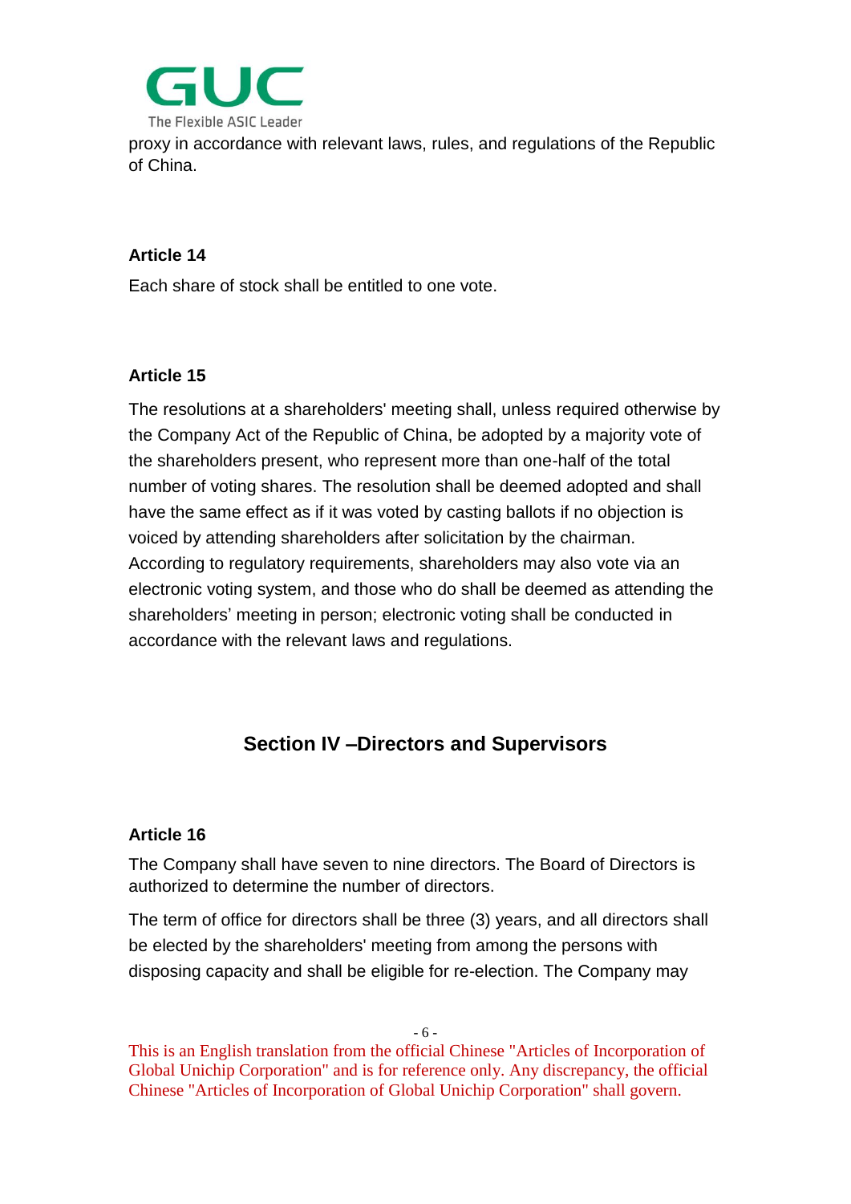proxy in accordance with relevant laws, rules, and regulations of the Republic of China.

**Article 14**

Each share of stock shall be entitled to one vote.

**Article 15**

The resolutions at a shareholders' meeting shall, unless required otherwise by the Company Act of the Republic of China, be adopted by a majority vote of the shareholders present, who represent more than one-half of the total number of voting shares. The resolution shall be deemed adopted and shall have the same effect as if it was voted by casting ballots if no objection is voiced by attending shareholders after solicitation by the chairman. According to regulatory requirements, shareholders may also vote via an electronic voting system, and those who do shall be deemed as attending the shareholders' meeting in person; electronic voting shall be conducted in accordance with the relevant laws and regulations.

## Section IV –Directors and Supervisors

**Article 16**

The Company shall have seven to nine directors. The Board of Directors is authorized to determine the number of directors.

The term of office for directors shall be three (3) years, and all directors shall be elected by the shareholders' meeting from among the persons with disposing capacity and shall be eligible for re-election. The Company may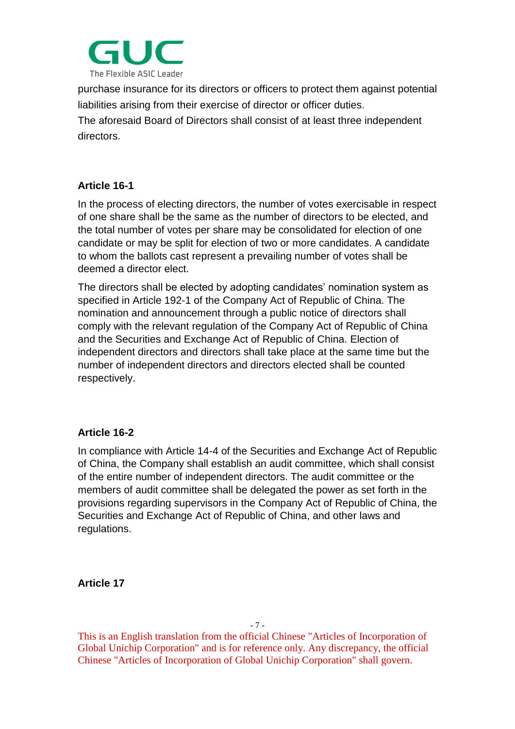purchase insurance for its directors or officers to protect them against potential liabilities arising from their exercise of director or officer duties.

The aforesaid Board of Directors shall consist of at least three independent directors.

**Article 16-1**

In the process of electing directors, the number of votes exercisable in respect of one share shall be the same as the number of directors to be elected, and the total number of votes per share may be consolidated for election of one candidate or may be split for election of two or more candidates. A candidate to whom the ballots cast represent a prevailing number of votes shall be deemed a director elect.

The directors shall be elected by adopting candidates' nomination system as specified in Article 192-1 of the Company Act of Republic of China. The nomination and announcement through a public notice of directors shall comply with the relevant regulation of the Company Act of Republic of China and the Securities and Exchange Act of Republic of China. Election of independent directors and directors shall take place at the same time but the number of independent directors and directors elected shall be counted respectively.

**Article 16-2**

In compliance with Article 14-4 of the Securities and Exchange Act of Republic of China, the Company shall establish an audit committee, which shall consist of the entire number of independent directors. The audit committee or the members of audit committee shall be delegated the power as set forth in the provisions regarding supervisors in the Company Act of Republic of China, the Securities and Exchange Act of Republic of China, and other laws and regulations.

**Article 17**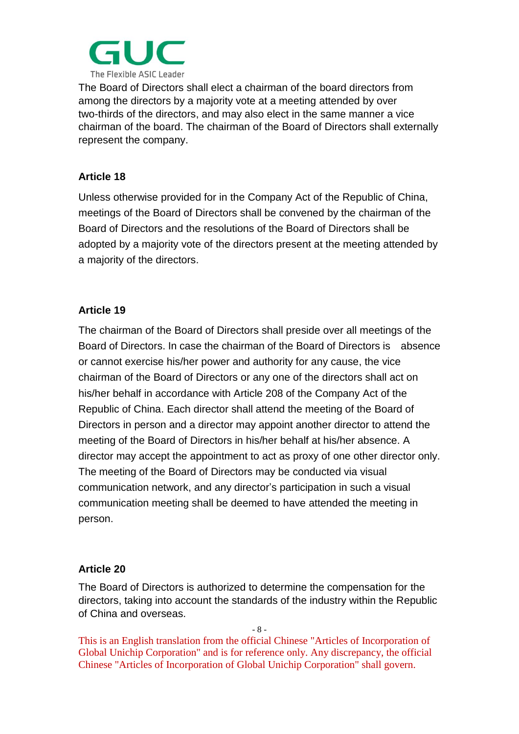The Board of Directors shall elect a chairman of the board directors from among the directors by a majority vote at a meeting attended by over two-thirds of the directors, and may also elect in the same manner a vice chairman of the board. The chairman of the Board of Directors shall externally represent the company.

**Article 18**

Unless otherwise provided for in the Company Act of the Republic of China, meetings of the Board of Directors shall be convened by the chairman of the Board of Directors and the resolutions of the Board of Directors shall be adopted by a majority vote of the directors present at the meeting attended by a majority of the directors.

**Article 19**

The chairman of the Board of Directors shall preside over all meetings of the Board of Directors. In case the chairman of the Board of Directors is absence or cannot exercise his/her power and authority for any cause, the vice chairman of the Board of Directors or any one of the directors shall act on his/her behalf in accordance with Article 208 of the Company Act of the Republic of China. Each director shall attend the meeting of the Board of Directors in person and a director may appoint another director to attend the meeting of the Board of Directors in his/her behalf at his/her absence. A director may accept the appointment to act as proxy of one other director only. The meeting of the Board of Directors may be conducted via visual communication network, and any director's participation in such a visual communication meeting shall be deemed to have attended the meeting in person.

**Article 20**

The Board of Directors is authorized to determine the compensation for the directors, taking into account the standards of the industry within the Republic of China and overseas.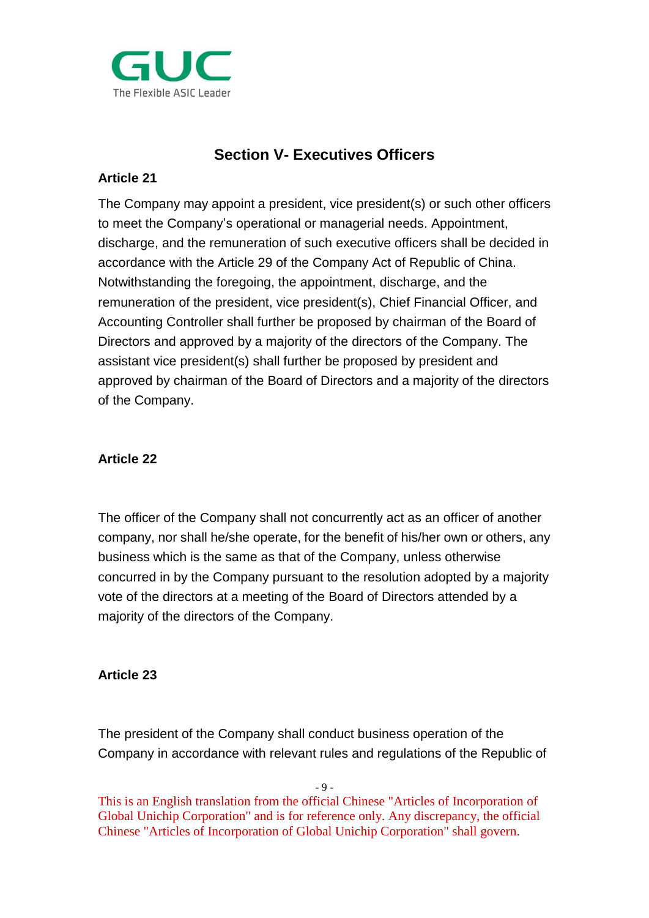## Section V- Executives Officers

**Article 21**

The Company may appoint a president, vice president(s) or such other officers to meet the Company's operational or managerial needs. Appointment, discharge, and the remuneration of such executive officers shall be decided in accordance with the Article 29 of the Company Act of Republic of China. Notwithstanding the foregoing, the appointment, discharge, and the remuneration of the president, vice president(s), Chief Financial Officer, and Accounting Controller shall further be proposed by chairman of the Board of Directors and approved by a majority of the directors of the Company. The assistant vice president(s) shall further be proposed by president and approved by chairman of the Board of Directors and a majority of the directors of the Company.

**Article 22**

The officer of the Company shall not concurrently act as an officer of another company, nor shall he/she operate, for the benefit of his/her own or others, any business which is the same as that of the Company, unless otherwise concurred in by the Company pursuant to the resolution adopted by a majority vote of the directors at a meeting of the Board of Directors attended by a majority of the directors of the Company.

**Article 23**

The president of the Company shall conduct business operation of the Company in accordance with relevant rules and regulations of the Republic of

This is an English translation from the official Chinese "Articles of Incorporation of Global Unichip Corporation" and is for reference only. Any discrepancy, the official Chinese "Articles of Incorporation of Global Unichip Corporation" shall govern.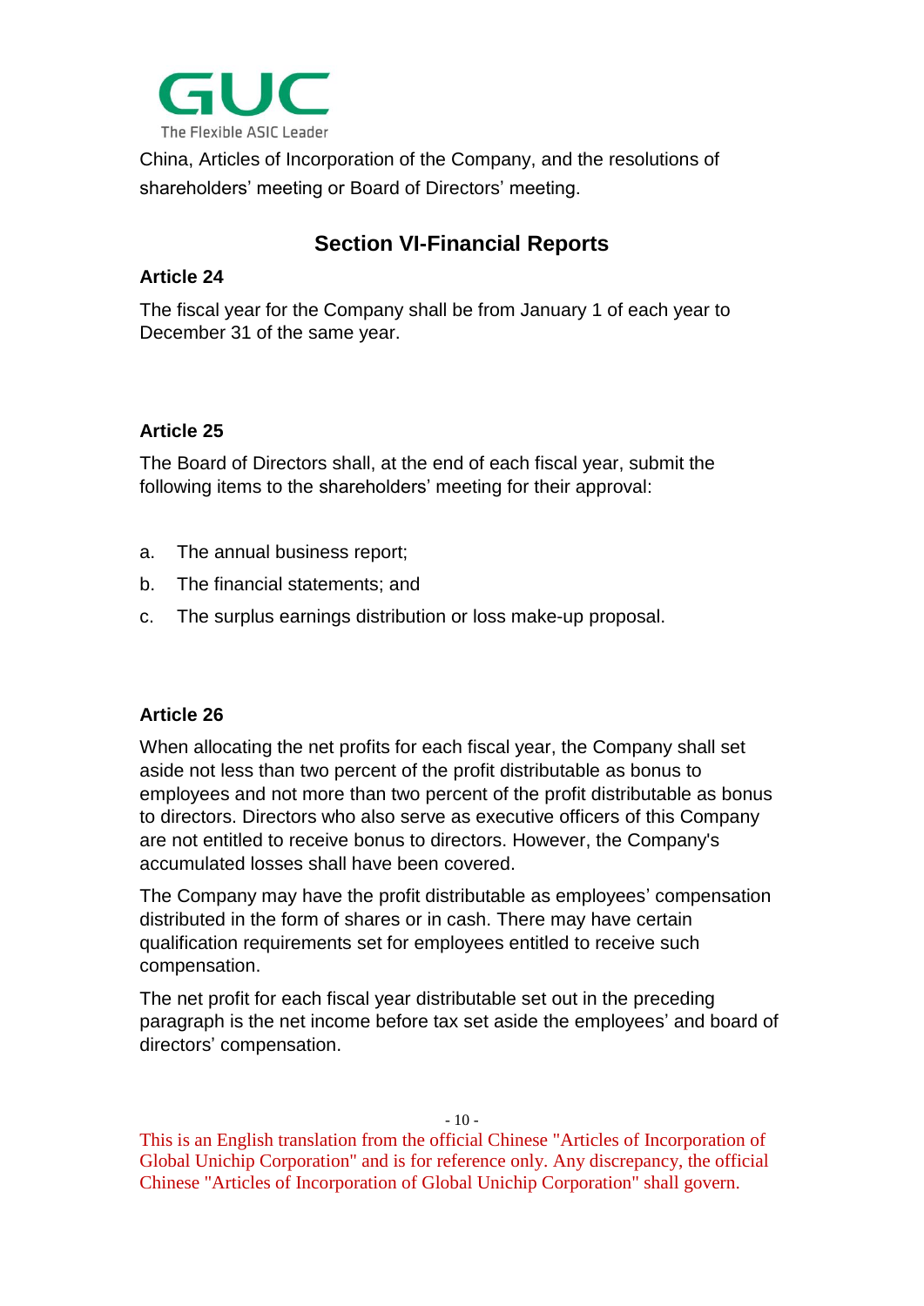China, Articles of Incorporation of the Company, and the resolutions of shareholders' meeting or Board of Directors' meeting.

## Section VI-Financial Reports

**Article 24**

The fiscal year for the Company shall be from January 1 of each year to December 31 of the same year.

**Article 25**

The Board of Directors shall, at the end of each fiscal year, submit the following items to the shareholders' meeting for their approval:

a. The annual business report;
b. The financial statements; and
c. The surplus earnings distribution or loss make-up proposal.

**Article 26**

When allocating the net profits for each fiscal year, the Company shall set aside not less than two percent of the profit distributable as bonus to employees and not more than two percent of the profit distributable as bonus to directors. Directors who also serve as executive officers of this Company are not entitled to receive bonus to directors. However, the Company's accumulated losses shall have been covered.

The Company may have the profit distributable as employees' compensation distributed in the form of shares or in cash. There may have certain qualification requirements set for employees entitled to receive such compensation.

The net profit for each fiscal year distributable set out in the preceding paragraph is the net income before tax set aside the employees' and board of directors' compensation.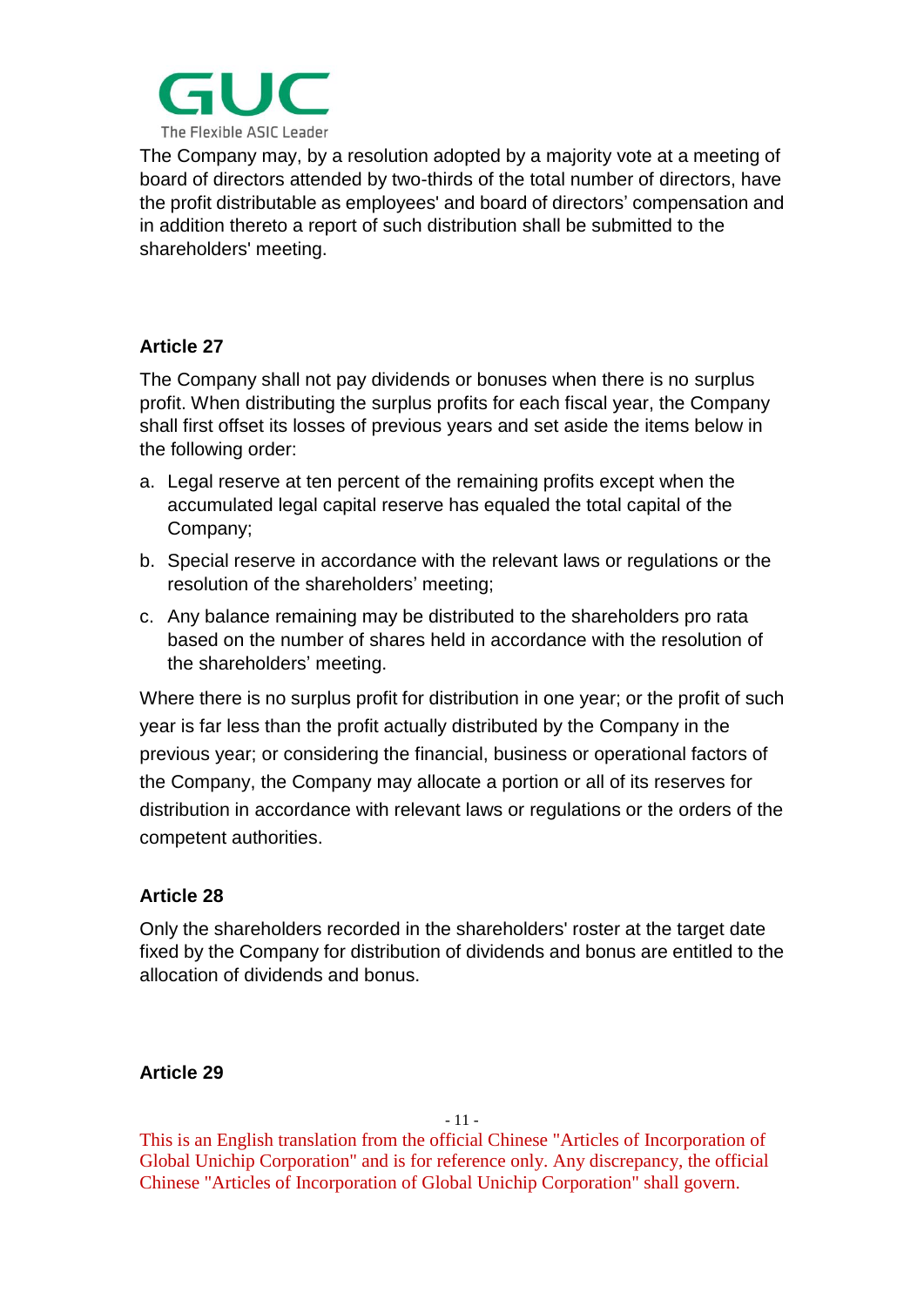The Company may, by a resolution adopted by a majority vote at a meeting of board of directors attended by two-thirds of the total number of directors, have the profit distributable as employees' and board of directors' compensation and in addition thereto a report of such distribution shall be submitted to the shareholders' meeting.

**Article 27**

The Company shall not pay dividends or bonuses when there is no surplus profit. When distributing the surplus profits for each fiscal year, the Company shall first offset its losses of previous years and set aside the items below in the following order:

a. Legal reserve at ten percent of the remaining profits except when the accumulated legal capital reserve has equaled the total capital of the Company;
b. Special reserve in accordance with the relevant laws or regulations or the resolution of the shareholders' meeting;
c. Any balance remaining may be distributed to the shareholders pro rata based on the number of shares held in accordance with the resolution of the shareholders' meeting.

Where there is no surplus profit for distribution in one year; or the profit of such year is far less than the profit actually distributed by the Company in the previous year; or considering the financial, business or operational factors of the Company, the Company may allocate a portion or all of its reserves for distribution in accordance with relevant laws or regulations or the orders of the competent authorities.

**Article 28**

Only the shareholders recorded in the shareholders' roster at the target date fixed by the Company for distribution of dividends and bonus are entitled to the allocation of dividends and bonus.

**Article 29**

This is an English translation from the official Chinese "Articles of Incorporation of Global Unichip Corporation" and is for reference only. Any discrepancy, the official Chinese "Articles of Incorporation of Global Unichip Corporation" shall govern.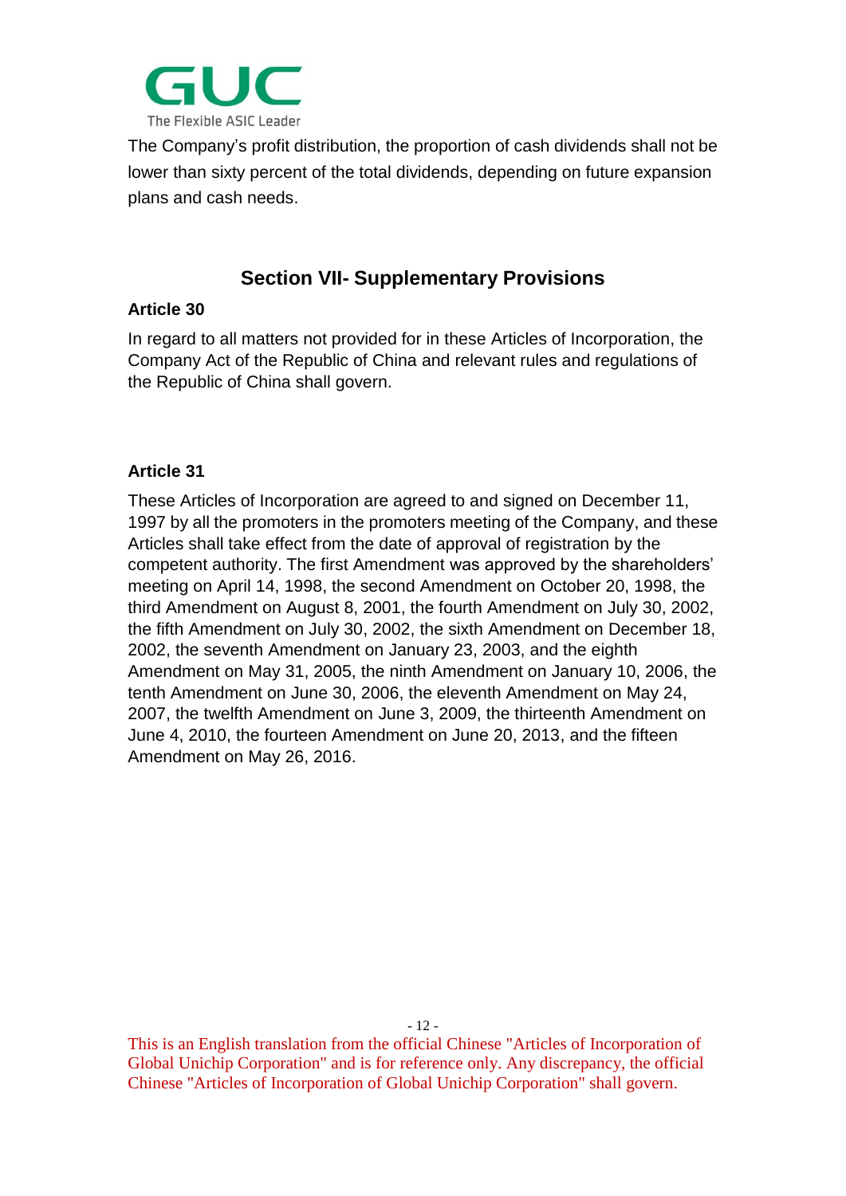The Company's profit distribution, the proportion of cash dividends shall not be lower than sixty percent of the total dividends, depending on future expansion plans and cash needs.

## Section VII- Supplementary Provisions

**Article 30**

In regard to all matters not provided for in these Articles of Incorporation, the Company Act of the Republic of China and relevant rules and regulations of the Republic of China shall govern.

**Article 31**

These Articles of Incorporation are agreed to and signed on December 11, 1997 by all the promoters in the promoters meeting of the Company, and these Articles shall take effect from the date of approval of registration by the competent authority. The first Amendment was approved by the shareholders' meeting on April 14, 1998, the second Amendment on October 20, 1998, the third Amendment on August 8, 2001, the fourth Amendment on July 30, 2002, the fifth Amendment on July 30, 2002, the sixth Amendment on December 18, 2002, the seventh Amendment on January 23, 2003, and the eighth Amendment on May 31, 2005, the ninth Amendment on January 10, 2006, the tenth Amendment on June 30, 2006, the eleventh Amendment on May 24, 2007, the twelfth Amendment on June 3, 2009, the thirteenth Amendment on June 4, 2010, the fourteen Amendment on June 20, 2013, and the fifteen Amendment on May 26, 2016.

This is an English translation from the official Chinese "Articles of Incorporation of Global Unichip Corporation" and is for reference only. Any discrepancy, the official Chinese "Articles of Incorporation of Global Unichip Corporation" shall govern.